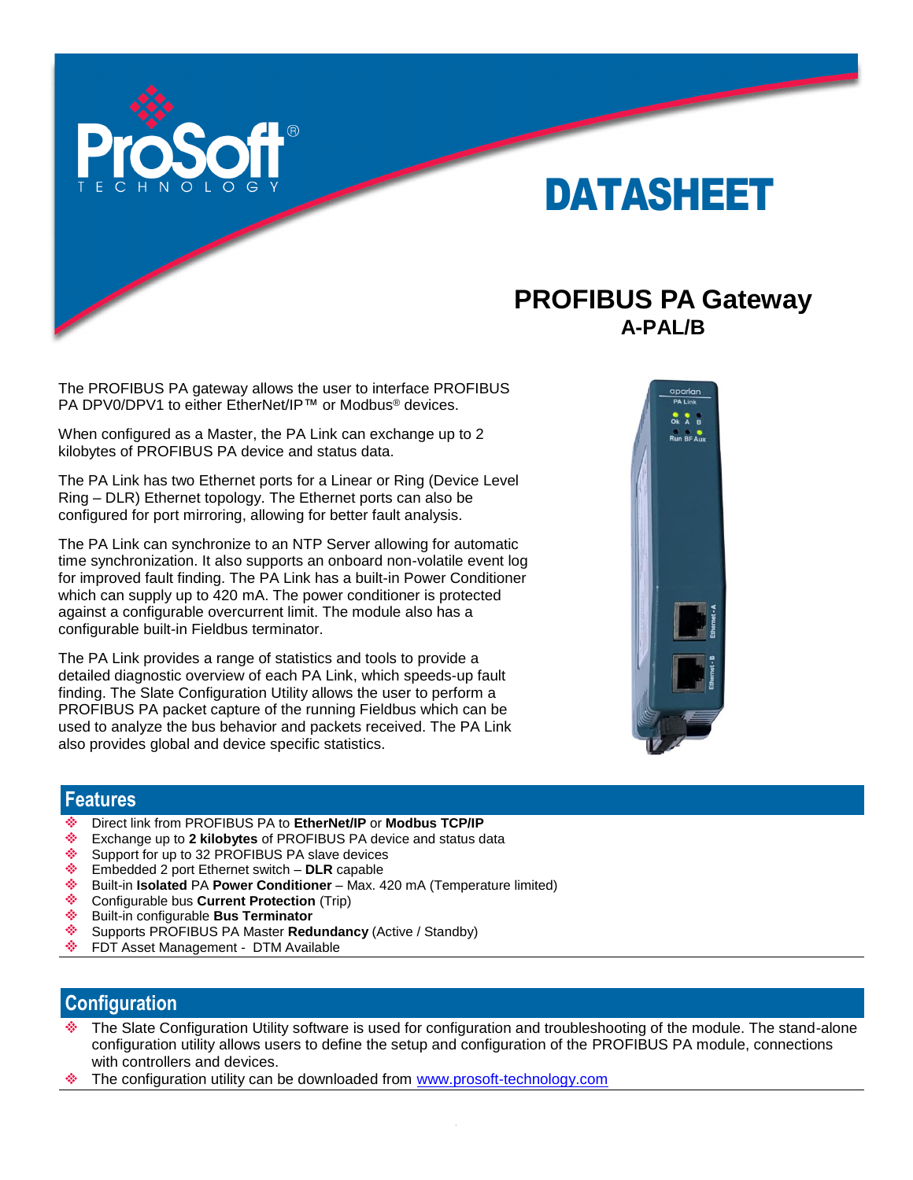# DATASHEET

## PROFIBUS PA Gateway

### A-PAL/B

The PROFIBUS PA gateway allows the user to interface PROFIBUS PA DPV0/DPV1 to either EtherNet/IP™ or Modbus® devices.

When configured as a Master, the PA Link can exchange up to 2 kilobytes of PROFIBUS PA device and status data.

The PA Link has two Ethernet ports for a Linear or Ring (Device Level Ring – DLR) Ethernet topology. The Ethernet ports can also be configured for port mirroring, allowing for better fault analysis.

The PA Link can synchronize to an NTP Server allowing for automatic time synchronization. It also supports an onboard non-volatile event log for improved fault finding. The PA Link has a built-in Power Conditioner which can supply up to 420 mA. The power conditioner is protected against a configurable overcurrent limit. The module also has a configurable built-in Fieldbus terminator.

The PA Link provides a range of statistics and tools to provide a detailed diagnostic overview of each PA Link, which speeds-up fault finding. The Slate Configuration Utility allows the user to perform a PROFIBUS PA packet capture of the running Fieldbus which can be used to analyze the bus behavior and packets received. The PA Link also provides global and device specific statistics.

## Features

- Direct link from PROFIBUS PA to **EtherNet/IP** or **Modbus TCP/IP**
- Exchange up to **2 kilobytes** of PROFIBUS PA device and status data
- Support for up to 32 PROFIBUS PA slave devices
- Embedded 2 port Ethernet switch – **DLR** capable
- Built-in **Isolated** PA **Power Conditioner** – Max. 420 mA (Temperature limited)
- Configurable bus **Current Protection** (Trip)
- Built-in configurable **Bus Terminator**
- Supports PROFIBUS PA Master **Redundancy** (Active / Standby)
- FDT Asset Management - DTM Available

## Configuration

- The Slate Configuration Utility software is used for configuration and troubleshooting of the module. The stand-alone configuration utility allows users to define the setup and configuration of the PROFIBUS PA module, connections with controllers and devices.
- The configuration utility can be downloaded from www.prosoft-technology.com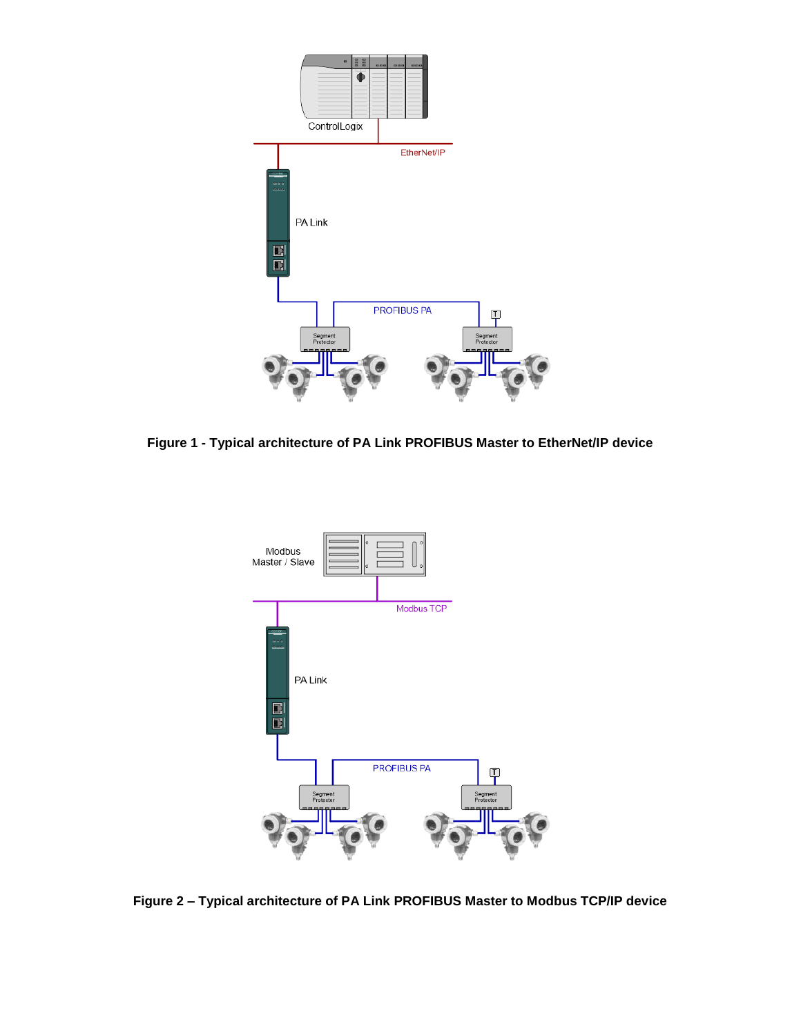**Figure 1 - Typical architecture of PA Link PROFIBUS Master to EtherNet/IP device**

**Figure 2 – Typical architecture of PA Link PROFIBUS Master to Modbus TCP/IP device**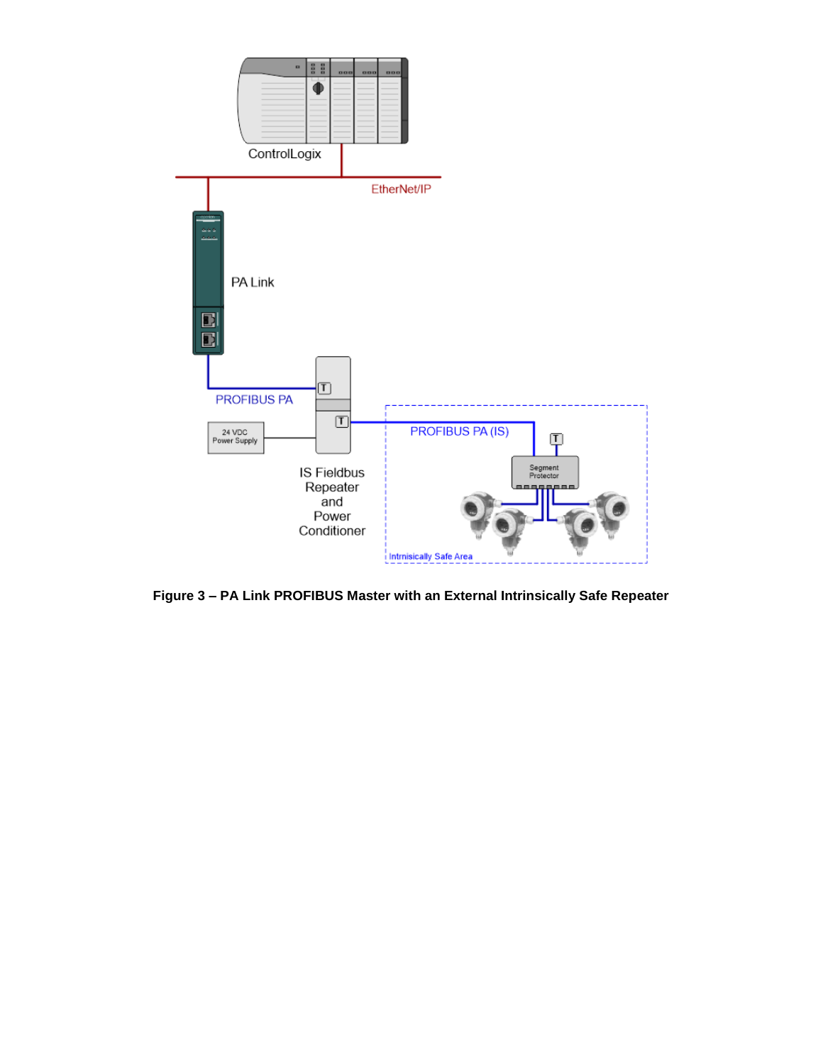**Figure 3 – PA Link PROFIBUS Master with an External Intrinsically Safe Repeater**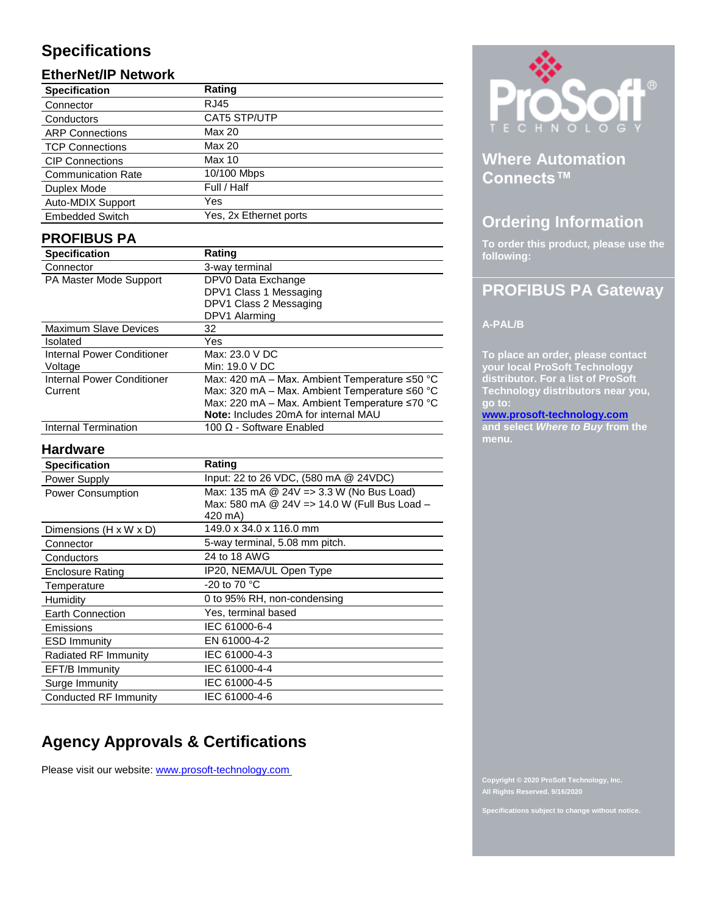# Specifications

## EtherNet/IP Network

| Specification | Rating |
|---|---|
| Connector | RJ45 |
| Conductors | CAT5 STP/UTP |
| ARP Connections | Max 20 |
| TCP Connections | Max 20 |
| CIP Connections | Max 10 |
| Communication Rate | 10/100 Mbps |
| Duplex Mode | Full / Half |
| Auto-MDIX Support | Yes |
| Embedded Switch | Yes, 2x Ethernet ports |

## PROFIBUS PA

| Specification | Rating |
|---|---|
| Connector | 3-way terminal |
| PA Master Mode Support | DPV0 Data Exchange<br>DPV1 Class 1 Messaging<br>DPV1 Class 2 Messaging<br>DPV1 Alarming |
| Maximum Slave Devices | 32 |
| Isolated | Yes |
| Internal Power Conditioner Voltage | Max: 23.0 V DC<br>Min: 19.0 V DC |
| Internal Power Conditioner Current | Max: 420 mA – Max. Ambient Temperature ≤50 °C<br>Max: 320 mA – Max. Ambient Temperature ≤60 °C<br>Max: 220 mA – Max. Ambient Temperature ≤70 °C<br>**Note:** Includes 20mA for internal MAU |
| Internal Termination | 100 Ω - Software Enabled |

## Hardware

| Specification | Rating |
|---|---|
| Power Supply | Input: 22 to 26 VDC, (580 mA @ 24VDC) |
| Power Consumption | Max: 135 mA @ 24V => 3.3 W (No Bus Load)<br>Max: 580 mA @ 24V => 14.0 W (Full Bus Load – 420 mA) |
| Dimensions (H x W x D) | 149.0 x 34.0 x 116.0 mm |
| Connector | 5-way terminal, 5.08 mm pitch. |
| Conductors | 24 to 18 AWG |
| Enclosure Rating | IP20, NEMA/UL Open Type |
| Temperature | -20 to 70 °C |
| Humidity | 0 to 95% RH, non-condensing |
| Earth Connection | Yes, terminal based |
| Emissions | IEC 61000-6-4 |
| ESD Immunity | EN 61000-4-2 |
| Radiated RF Immunity | IEC 61000-4-3 |
| EFT/B Immunity | IEC 61000-4-4 |
| Surge Immunity | IEC 61000-4-5 |
| Conducted RF Immunity | IEC 61000-4-6 |

# Agency Approvals & Certifications

Please visit our website: www.prosoft-technology.com

ProSoft® TECHNOLOGY

**Where Automation Connects™**

## Ordering Information

**To order this product, please use the following:**

## PROFIBUS PA Gateway

**A-PAL/B**

**To place an order, please contact your local ProSoft Technology distributor. For a list of ProSoft Technology distributors near you, go to: www.prosoft-technology.com and select *Where to Buy* from the menu.**

Copyright © 2020 ProSoft Technology, Inc.
All Rights Reserved. 9/16/2020

Specifications subject to change without notice.